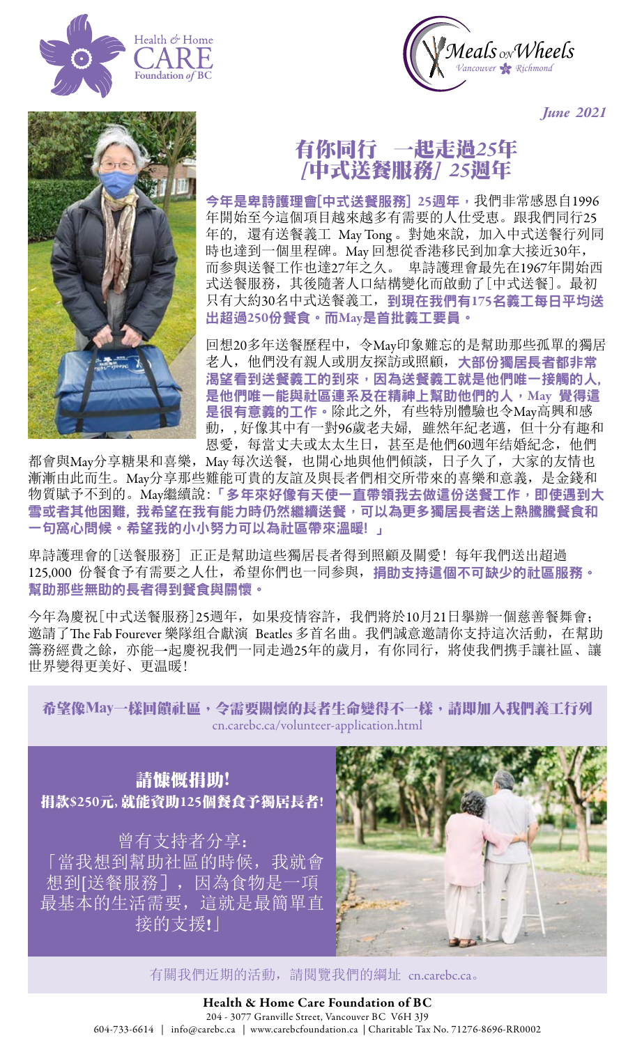Health & Home CARE Foundation of BC

Meals on Wheels Vancouver Richmond

*June 2021*

# 有你同行 一起走過25年
# [中式送餐服務] 25週年

**今年是卑詩護理會[中式送餐服務] 25週年**，我們非常感恩自1996年開始至今這個項目越來越多有需要的人仕受惠。跟我們同行25年的，還有送餐義工 May Tong。對她來說，加入中式送餐行列同時也達到一個里程碑。May 回想從香港移民到加拿大接近30年，而參與送餐工作也達27年之久。 卑詩護理會最先在1967年開始西式送餐服務，其後隨著人口結構變化而啟動了[中式送餐]。最初只有大約30名中式送餐義工，**到現在我們有175名義工每日平均送出超過250份餐食。而May是首批義工要員。**

回想20多年送餐歷程中，令May印象難忘的是幫助那些孤單的獨居老人，他們沒有親人或朋友探訪或照顧，**大部份獨居長者都非常渴望看到送餐義工的到來，因為送餐義工就是他們唯一接觸的人，是他們唯一能與社區連系及在精神上幫助他們的人，May 覺得這是很有意義的工作。**除此之外，有些特別體驗也令May高興和感動，，好像其中有一對96歲老夫婦，雖然年紀老邁，但十分有趣和恩愛，每當丈夫或太太生日，甚至是他們60週年結婚紀念，他們都會與May分享糖果和喜樂，May 每次送餐，也開心地與他們傾談，日子久了，大家的友情也漸漸由此而生。May分享那些難能可貴的友誼及與長者們相交所帶來的喜樂和意義，是金錢和物質賦予不到的。May繼續說:**「多年來好像有天使一直帶領我去做這份送餐工作，即使遇到大雪或者其他困難，我希望在我有能力時仍然繼續送餐，可以為更多獨居長者送上熱騰騰餐食和一句窩心問候。希望我的小小努力可以為社區帶來溫暖! 」**

卑詩護理會的[送餐服務] 正正是幫助這些獨居長者得到照顧及關愛! 每年我們送出超過125,000 份餐食予有需要之人仕，希望你們也一同參與，**捐助支持這個不可缺少的社區服務。幫助那些無助的長者得到餐食與關懷。**

今年為慶祝[中式送餐服務]25週年，如果疫情容許，我們將於10月21日舉辦一個慈善餐舞會；邀請了The Fab Fourever 樂隊組合獻演 Beatles 多首名曲。我們誠意邀請你支持這次活動，在幫助籌務經費之餘，亦能一起慶祝我們一同走過25年的歲月，有你同行，將使我們携手讓社區、讓世界變得更美好、更溫暖!

**希望像May一樣回饋社區，令需要關懷的長者生命變得不一樣，請即加入我們義工行列**
cn.carebc.ca/volunteer-application.html

**請慷慨捐助!**
**捐款$250元,就能資助125個餐食予獨居長者!**

曾有支持者分享:
「當我想到幫助社區的時候，我就會想到[送餐服務]，因為食物是一項最基本的生活需要，這就是最簡單直接的支援!」

有關我們近期的活動，請閱覽我們的網址 cn.carebc.ca。

**Health & Home Care Foundation of BC**
204 - 3077 Granville Street, Vancouver BC V6H 3J9
604-733-6614 | info@carebc.ca | www.carebcfoundation.ca | Charitable Tax No. 71276-8696-RR0002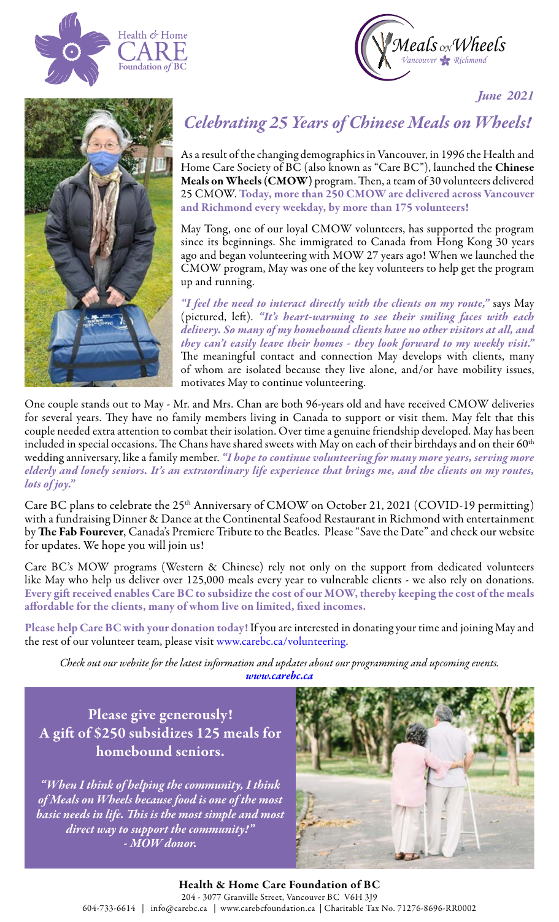Health & Home CARE Foundation of BC

Meals on Wheels Vancouver Richmond

*June 2021*

# *Celebrating 25 Years of Chinese Meals on Wheels!*

As a result of the changing demographics in Vancouver, in 1996 the Health and Home Care Society of BC (also known as "Care BC"), launched the **Chinese Meals on Wheels (CMOW)** program. Then, a team of 30 volunteers delivered 25 CMOW. **Today, more than 250 CMOW are delivered across Vancouver and Richmond every weekday, by more than 175 volunteers!**

May Tong, one of our loyal CMOW volunteers, has supported the program since its beginnings. She immigrated to Canada from Hong Kong 30 years ago and began volunteering with MOW 27 years ago! When we launched the CMOW program, May was one of the key volunteers to help get the program up and running.

***"I feel the need to interact directly with the clients on my route,"*** says May (pictured, left). ***"It's heart-warming to see their smiling faces with each delivery. So many of my homebound clients have no other visitors at all, and they can't easily leave their homes - they look forward to my weekly visit."*** The meaningful contact and connection May develops with clients, many of whom are isolated because they live alone, and/or have mobility issues, motivates May to continue volunteering.

One couple stands out to May - Mr. and Mrs. Chan are both 96-years old and have received CMOW deliveries for several years. They have no family members living in Canada to support or visit them. May felt that this couple needed extra attention to combat their isolation. Over time a genuine friendship developed. May has been included in special occasions. The Chans have shared sweets with May on each of their birthdays and on their 60th wedding anniversary, like a family member. ***"I hope to continue volunteering for many more years, serving more elderly and lonely seniors. It's an extraordinary life experience that brings me, and the clients on my routes, lots of joy."***

Care BC plans to celebrate the 25th Anniversary of CMOW on October 21, 2021 (COVID-19 permitting) with a fundraising Dinner & Dance at the Continental Seafood Restaurant in Richmond with entertainment by **The Fab Fourever**, Canada's Premiere Tribute to the Beatles. Please "Save the Date" and check our website for updates. We hope you will join us!

Care BC's MOW programs (Western & Chinese) rely not only on the support from dedicated volunteers like May who help us deliver over 125,000 meals every year to vulnerable clients - we also rely on donations. **Every gift received enables Care BC to subsidize the cost of our MOW, thereby keeping the cost of the meals affordable for the clients, many of whom live on limited, fixed incomes.**

**Please help Care BC with your donation today!** If you are interested in donating your time and joining May and the rest of our volunteer team, please visit www.carebc.ca/volunteering.

*Check out our website for the latest information and updates about our programming and upcoming events.*
***www.carebc.ca***

**Please give generously!**
**A gift of $250 subsidizes 125 meals for homebound seniors.**

***"When I think of helping the community, I think of Meals on Wheels because food is one of the most basic needs in life. This is the most simple and most direct way to support the community!"***
***- MOW donor.***

**Health & Home Care Foundation of BC**
204 - 3077 Granville Street, Vancouver BC V6H 3J9
604-733-6614 | info@carebc.ca | www.carebcfoundation.ca | Charitable Tax No. 71276-8696-RR0002